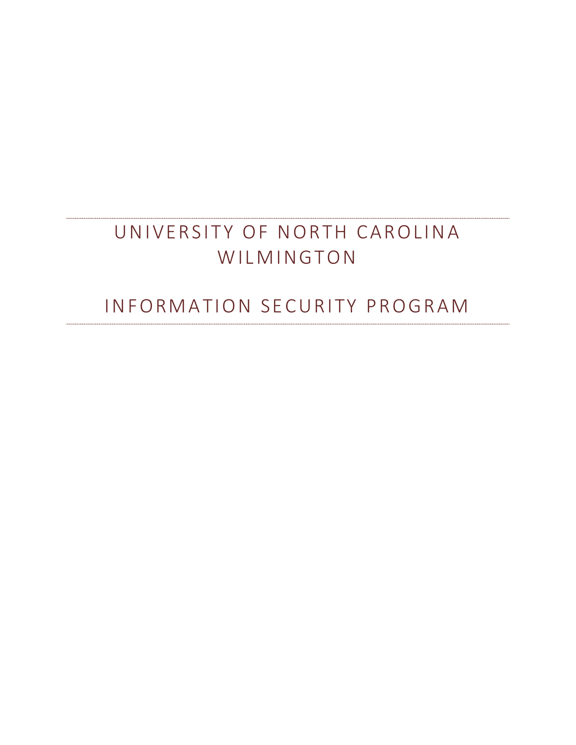# UNIVERSITY OF NORTH CAROLINA WILMINGTON

# INFORMATION SECURITY PROGRAM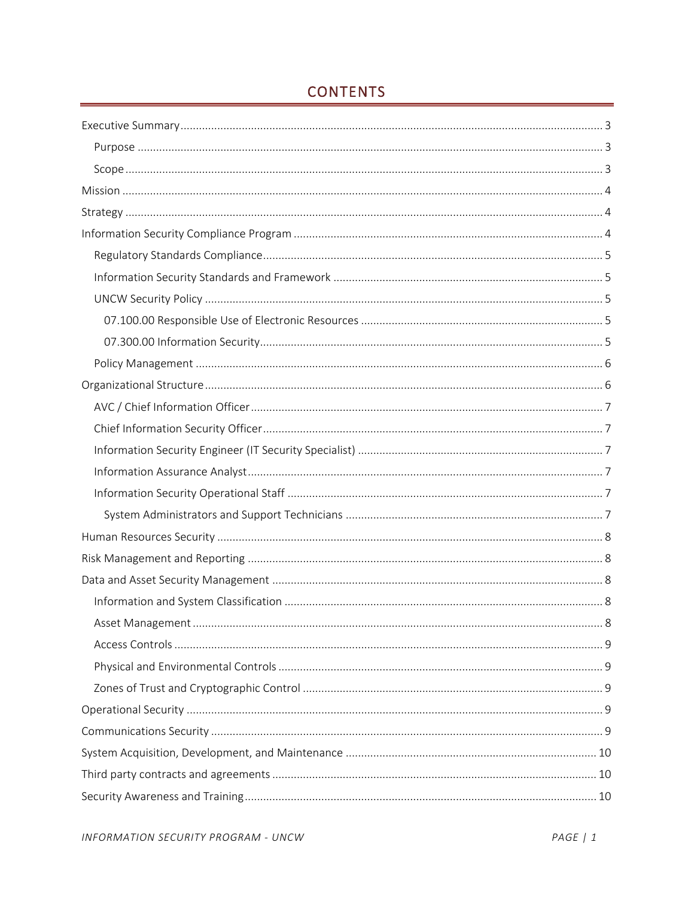# CONTENTS

- Executive Summary ... 3
  - Purpose ... 3
  - Scope ... 3
- Mission ... 4
- Strategy ... 4
- Information Security Compliance Program ... 4
  - Regulatory Standards Compliance ... 5
  - Information Security Standards and Framework ... 5
  - UNCW Security Policy ... 5
    - 07.100.00 Responsible Use of Electronic Resources ... 5
    - 07.300.00 Information Security ... 5
  - Policy Management ... 6
- Organizational Structure ... 6
  - AVC / Chief Information Officer ... 7
  - Chief Information Security Officer ... 7
  - Information Security Engineer (IT Security Specialist) ... 7
  - Information Assurance Analyst ... 7
  - Information Security Operational Staff ... 7
    - System Administrators and Support Technicians ... 7
- Human Resources Security ... 8
- Risk Management and Reporting ... 8
- Data and Asset Security Management ... 8
  - Information and System Classification ... 8
  - Asset Management ... 8
  - Access Controls ... 9
  - Physical and Environmental Controls ... 9
  - Zones of Trust and Cryptographic Control ... 9
- Operational Security ... 9
- Communications Security ... 9
- System Acquisition, Development, and Maintenance ... 10
- Third party contracts and agreements ... 10
- Security Awareness and Training ... 10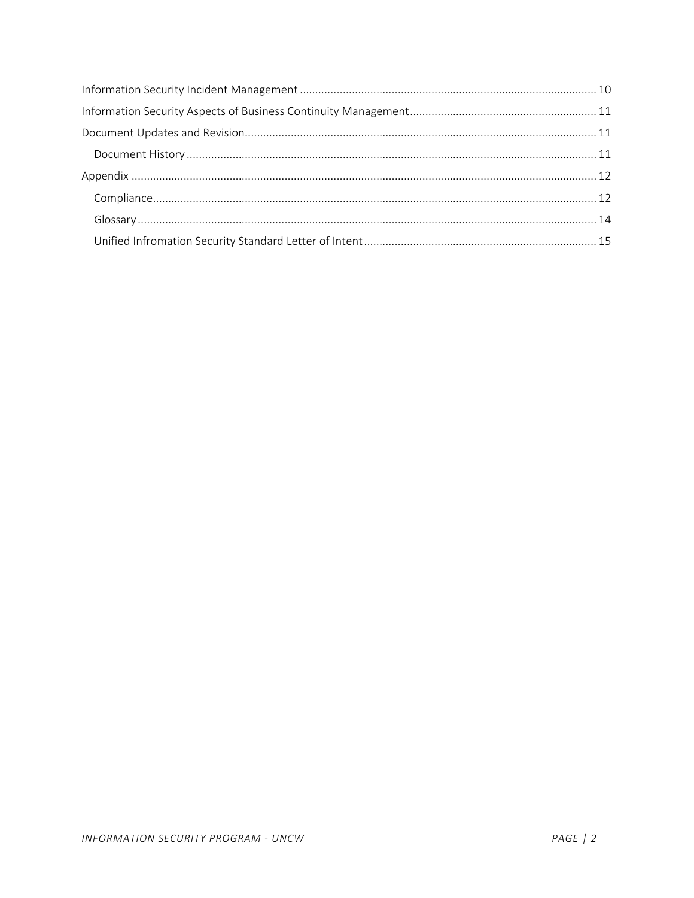Information Security Incident Management ................................................................................................ 10

Information Security Aspects of Business Continuity Management ............................................................ 11

Document Updates and Revision .................................................................................................................. 11

- Document History ..................................................................................................................................... 11

Appendix ....................................................................................................................................................... 12

- Compliance ............................................................................................................................................... 12
- Glossary .................................................................................................................................................... 14
- Unified Infromation Security Standard Letter of Intent ........................................................................... 15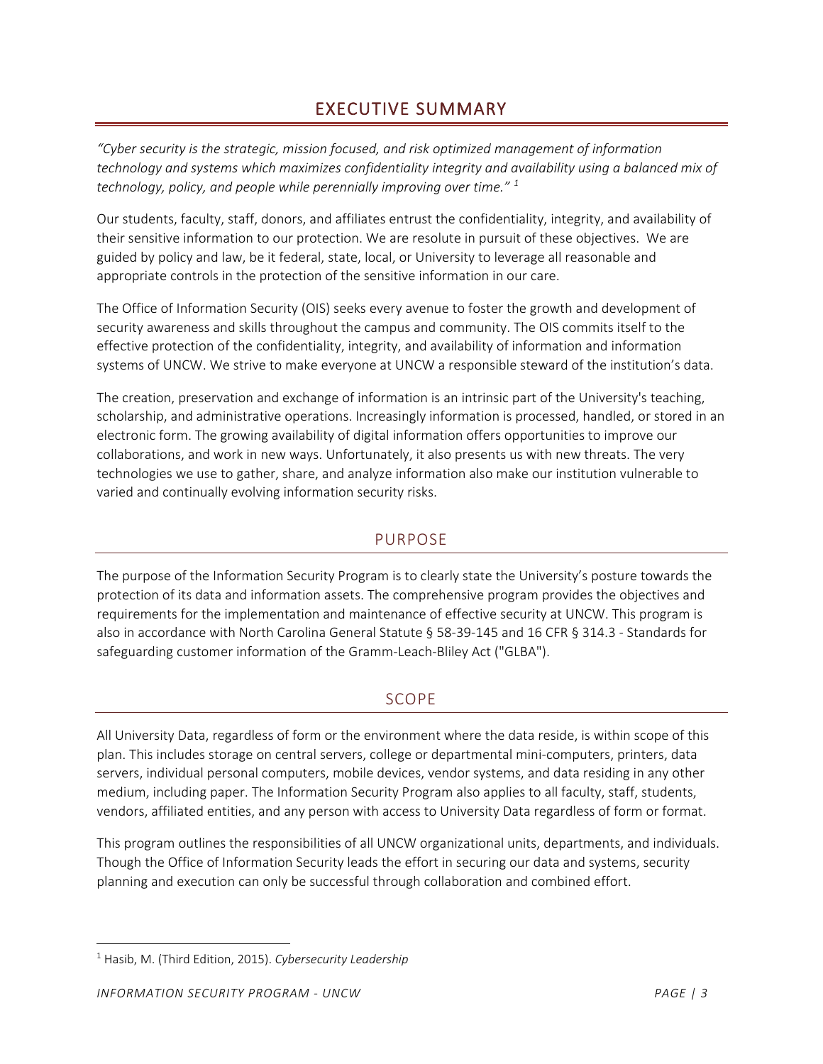# EXECUTIVE SUMMARY

*"Cyber security is the strategic, mission focused, and risk optimized management of information technology and systems which maximizes confidentiality integrity and availability using a balanced mix of technology, policy, and people while perennially improving over time."* [1]

Our students, faculty, staff, donors, and affiliates entrust the confidentiality, integrity, and availability of their sensitive information to our protection. We are resolute in pursuit of these objectives. We are guided by policy and law, be it federal, state, local, or University to leverage all reasonable and appropriate controls in the protection of the sensitive information in our care.

The Office of Information Security (OIS) seeks every avenue to foster the growth and development of security awareness and skills throughout the campus and community. The OIS commits itself to the effective protection of the confidentiality, integrity, and availability of information and information systems of UNCW. We strive to make everyone at UNCW a responsible steward of the institution's data.

The creation, preservation and exchange of information is an intrinsic part of the University's teaching, scholarship, and administrative operations. Increasingly information is processed, handled, or stored in an electronic form. The growing availability of digital information offers opportunities to improve our collaborations, and work in new ways. Unfortunately, it also presents us with new threats. The very technologies we use to gather, share, and analyze information also make our institution vulnerable to varied and continually evolving information security risks.

## PURPOSE

The purpose of the Information Security Program is to clearly state the University's posture towards the protection of its data and information assets. The comprehensive program provides the objectives and requirements for the implementation and maintenance of effective security at UNCW. This program is also in accordance with North Carolina General Statute § 58-39-145 and 16 CFR § 314.3 - Standards for safeguarding customer information of the Gramm-Leach-Bliley Act ("GLBA").

## SCOPE

All University Data, regardless of form or the environment where the data reside, is within scope of this plan. This includes storage on central servers, college or departmental mini-computers, printers, data servers, individual personal computers, mobile devices, vendor systems, and data residing in any other medium, including paper. The Information Security Program also applies to all faculty, staff, students, vendors, affiliated entities, and any person with access to University Data regardless of form or format.

This program outlines the responsibilities of all UNCW organizational units, departments, and individuals. Though the Office of Information Security leads the effort in securing our data and systems, security planning and execution can only be successful through collaboration and combined effort.

---

[1] Hasib, M. (Third Edition, 2015). *Cybersecurity Leadership*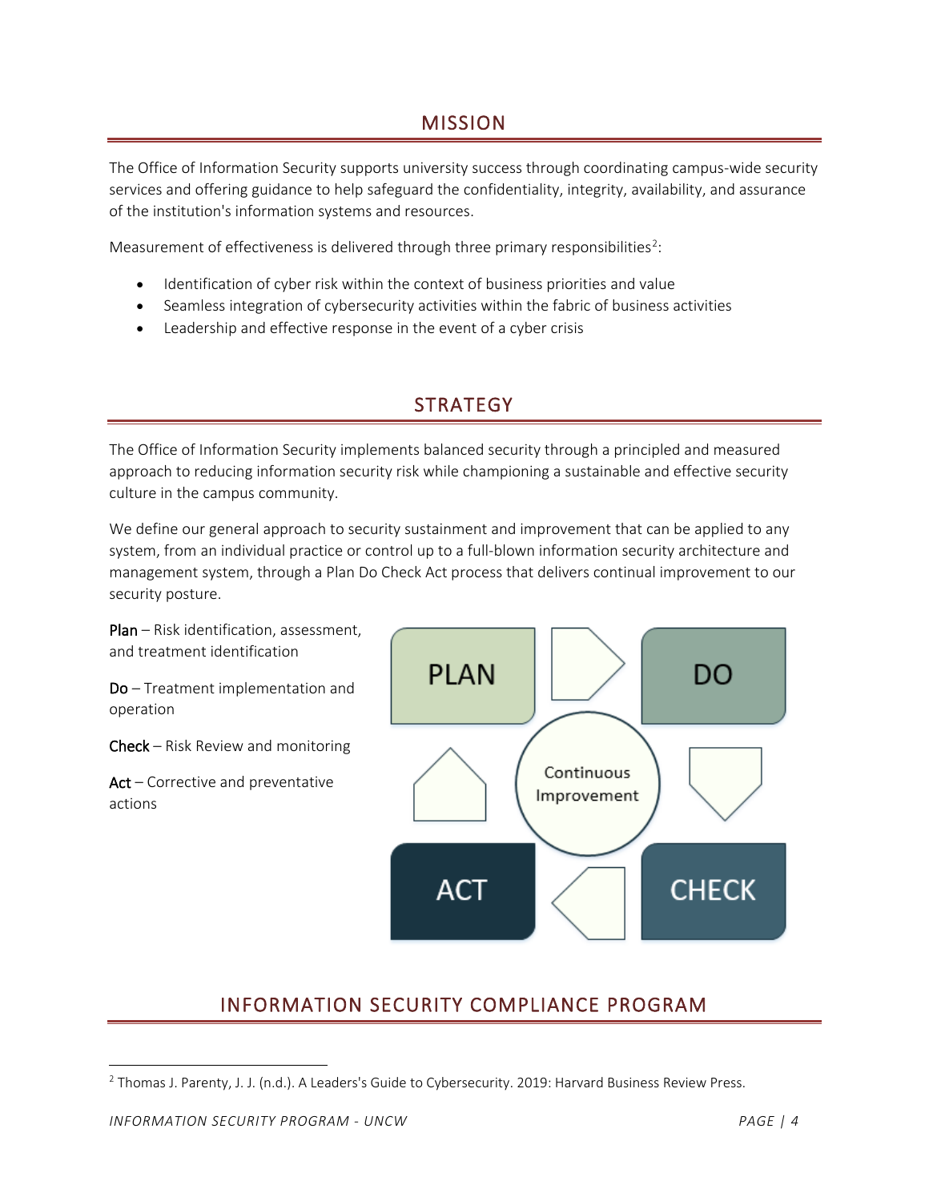## MISSION

The Office of Information Security supports university success through coordinating campus-wide security services and offering guidance to help safeguard the confidentiality, integrity, availability, and assurance of the institution's information systems and resources.

Measurement of effectiveness is delivered through three primary responsibilities[2]:

- Identification of cyber risk within the context of business priorities and value
- Seamless integration of cybersecurity activities within the fabric of business activities
- Leadership and effective response in the event of a cyber crisis

## STRATEGY

The Office of Information Security implements balanced security through a principled and measured approach to reducing information security risk while championing a sustainable and effective security culture in the campus community.

We define our general approach to security sustainment and improvement that can be applied to any system, from an individual practice or control up to a full-blown information security architecture and management system, through a Plan Do Check Act process that delivers continual improvement to our security posture.

Plan – Risk identification, assessment, and treatment identification

Do – Treatment implementation and operation

Check – Risk Review and monitoring

Act – Corrective and preventative actions

PLAN → DO → CHECK → ACT (Continuous Improvement)

## INFORMATION SECURITY COMPLIANCE PROGRAM

[2] Thomas J. Parenty, J. J. (n.d.). A Leaders's Guide to Cybersecurity. 2019: Harvard Business Review Press.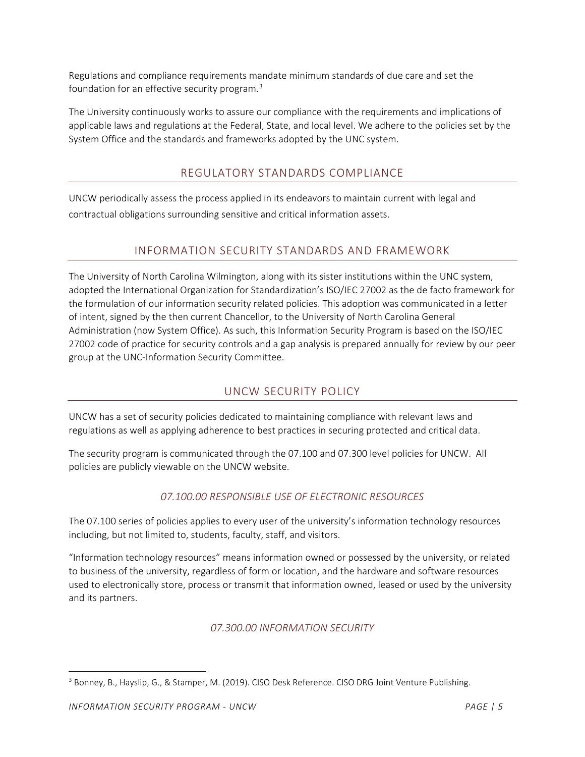Regulations and compliance requirements mandate minimum standards of due care and set the foundation for an effective security program.[3]

The University continuously works to assure our compliance with the requirements and implications of applicable laws and regulations at the Federal, State, and local level. We adhere to the policies set by the System Office and the standards and frameworks adopted by the UNC system.

## REGULATORY STANDARDS COMPLIANCE

UNCW periodically assess the process applied in its endeavors to maintain current with legal and contractual obligations surrounding sensitive and critical information assets.

## INFORMATION SECURITY STANDARDS AND FRAMEWORK

The University of North Carolina Wilmington, along with its sister institutions within the UNC system, adopted the International Organization for Standardization's ISO/IEC 27002 as the de facto framework for the formulation of our information security related policies. This adoption was communicated in a letter of intent, signed by the then current Chancellor, to the University of North Carolina General Administration (now System Office). As such, this Information Security Program is based on the ISO/IEC 27002 code of practice for security controls and a gap analysis is prepared annually for review by our peer group at the UNC-Information Security Committee.

## UNCW SECURITY POLICY

UNCW has a set of security policies dedicated to maintaining compliance with relevant laws and regulations as well as applying adherence to best practices in securing protected and critical data.

The security program is communicated through the 07.100 and 07.300 level policies for UNCW. All policies are publicly viewable on the UNCW website.

### *07.100.00 RESPONSIBLE USE OF ELECTRONIC RESOURCES*

The 07.100 series of policies applies to every user of the university's information technology resources including, but not limited to, students, faculty, staff, and visitors.

"Information technology resources" means information owned or possessed by the university, or related to business of the university, regardless of form or location, and the hardware and software resources used to electronically store, process or transmit that information owned, leased or used by the university and its partners.

### *07.300.00 INFORMATION SECURITY*

[3] Bonney, B., Hayslip, G., & Stamper, M. (2019). CISO Desk Reference. CISO DRG Joint Venture Publishing.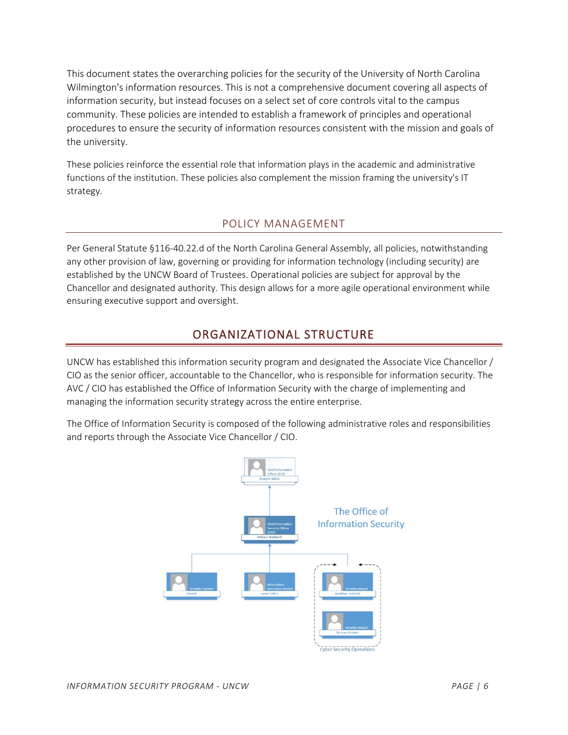This document states the overarching policies for the security of the University of North Carolina Wilmington's information resources. This is not a comprehensive document covering all aspects of information security, but instead focuses on a select set of core controls vital to the campus community. These policies are intended to establish a framework of principles and operational procedures to ensure the security of information resources consistent with the mission and goals of the university.

These policies reinforce the essential role that information plays in the academic and administrative functions of the institution. These policies also complement the mission framing the university's IT strategy.

## POLICY MANAGEMENT

Per General Statute §116-40.22.d of the North Carolina General Assembly, all policies, notwithstanding any other provision of law, governing or providing for information technology (including security) are established by the UNCW Board of Trustees. Operational policies are subject for approval by the Chancellor and designated authority. This design allows for a more agile operational environment while ensuring executive support and oversight.

## ORGANIZATIONAL STRUCTURE

UNCW has established this information security program and designated the Associate Vice Chancellor / CIO as the senior officer, accountable to the Chancellor, who is responsible for information security. The AVC / CIO has established the Office of Information Security with the charge of implementing and managing the information security strategy across the entire enterprise.

The Office of Information Security is composed of the following administrative roles and responsibilities and reports through the Associate Vice Chancellor / CIO.

The Office of Information Security

- Chief Information Officer (CIO) – Sharyne Miller
  - Chief Information Security Officer (CISO) – William Wetherill
    - Security Engineer – Vacant
    - Information Assurance Analyst – Jaron Collins
    - Cyber Security Operations
      - Security Analyst – Jonathan Lancelot
      - Security Analyst – Noureen Alobaidi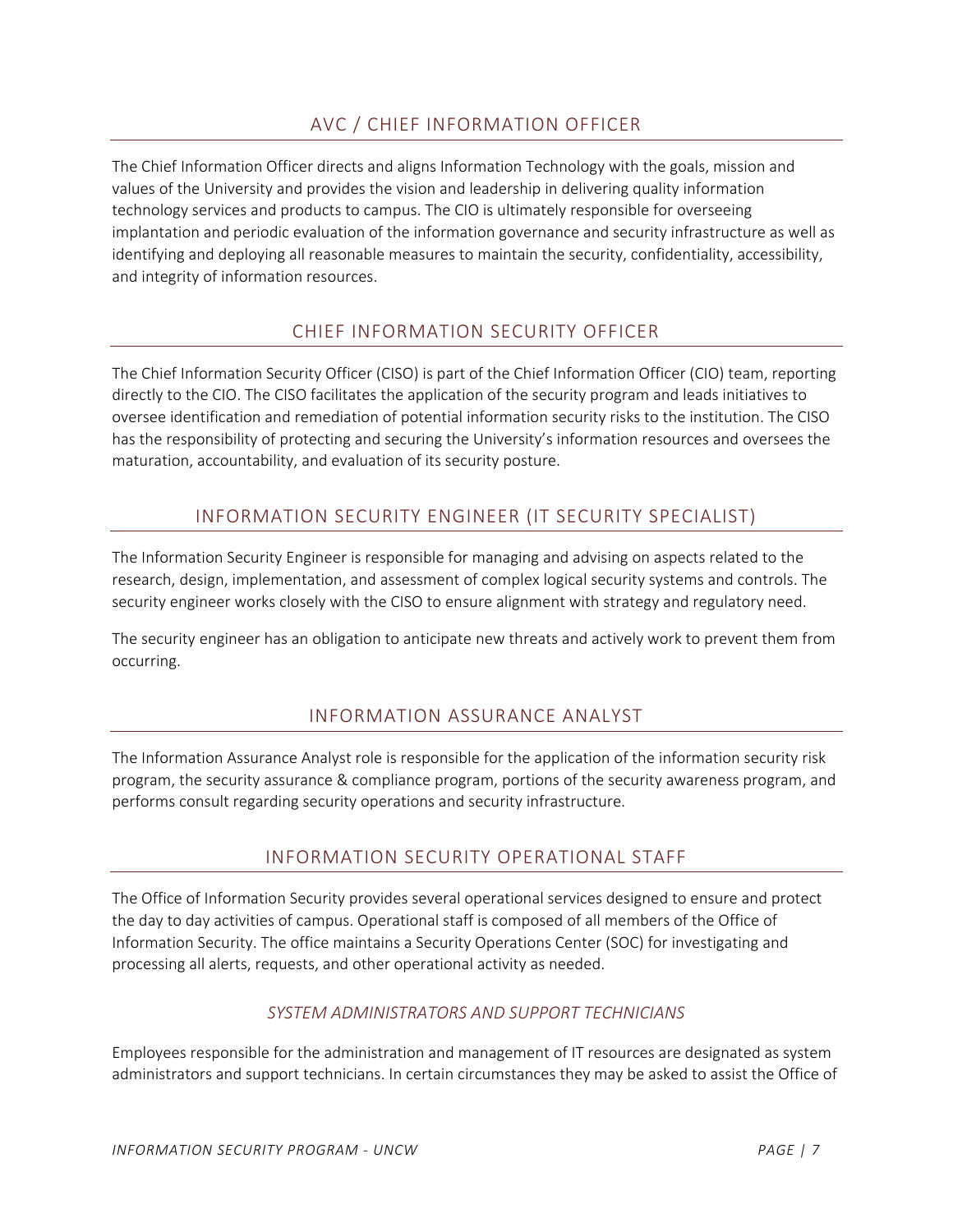## AVC / CHIEF INFORMATION OFFICER

The Chief Information Officer directs and aligns Information Technology with the goals, mission and values of the University and provides the vision and leadership in delivering quality information technology services and products to campus. The CIO is ultimately responsible for overseeing implantation and periodic evaluation of the information governance and security infrastructure as well as identifying and deploying all reasonable measures to maintain the security, confidentiality, accessibility, and integrity of information resources.

## CHIEF INFORMATION SECURITY OFFICER

The Chief Information Security Officer (CISO) is part of the Chief Information Officer (CIO) team, reporting directly to the CIO. The CISO facilitates the application of the security program and leads initiatives to oversee identification and remediation of potential information security risks to the institution. The CISO has the responsibility of protecting and securing the University's information resources and oversees the maturation, accountability, and evaluation of its security posture.

## INFORMATION SECURITY ENGINEER (IT SECURITY SPECIALIST)

The Information Security Engineer is responsible for managing and advising on aspects related to the research, design, implementation, and assessment of complex logical security systems and controls. The security engineer works closely with the CISO to ensure alignment with strategy and regulatory need.

The security engineer has an obligation to anticipate new threats and actively work to prevent them from occurring.

## INFORMATION ASSURANCE ANALYST

The Information Assurance Analyst role is responsible for the application of the information security risk program, the security assurance & compliance program, portions of the security awareness program, and performs consult regarding security operations and security infrastructure.

## INFORMATION SECURITY OPERATIONAL STAFF

The Office of Information Security provides several operational services designed to ensure and protect the day to day activities of campus. Operational staff is composed of all members of the Office of Information Security. The office maintains a Security Operations Center (SOC) for investigating and processing all alerts, requests, and other operational activity as needed.

### *SYSTEM ADMINISTRATORS AND SUPPORT TECHNICIANS*

Employees responsible for the administration and management of IT resources are designated as system administrators and support technicians. In certain circumstances they may be asked to assist the Office of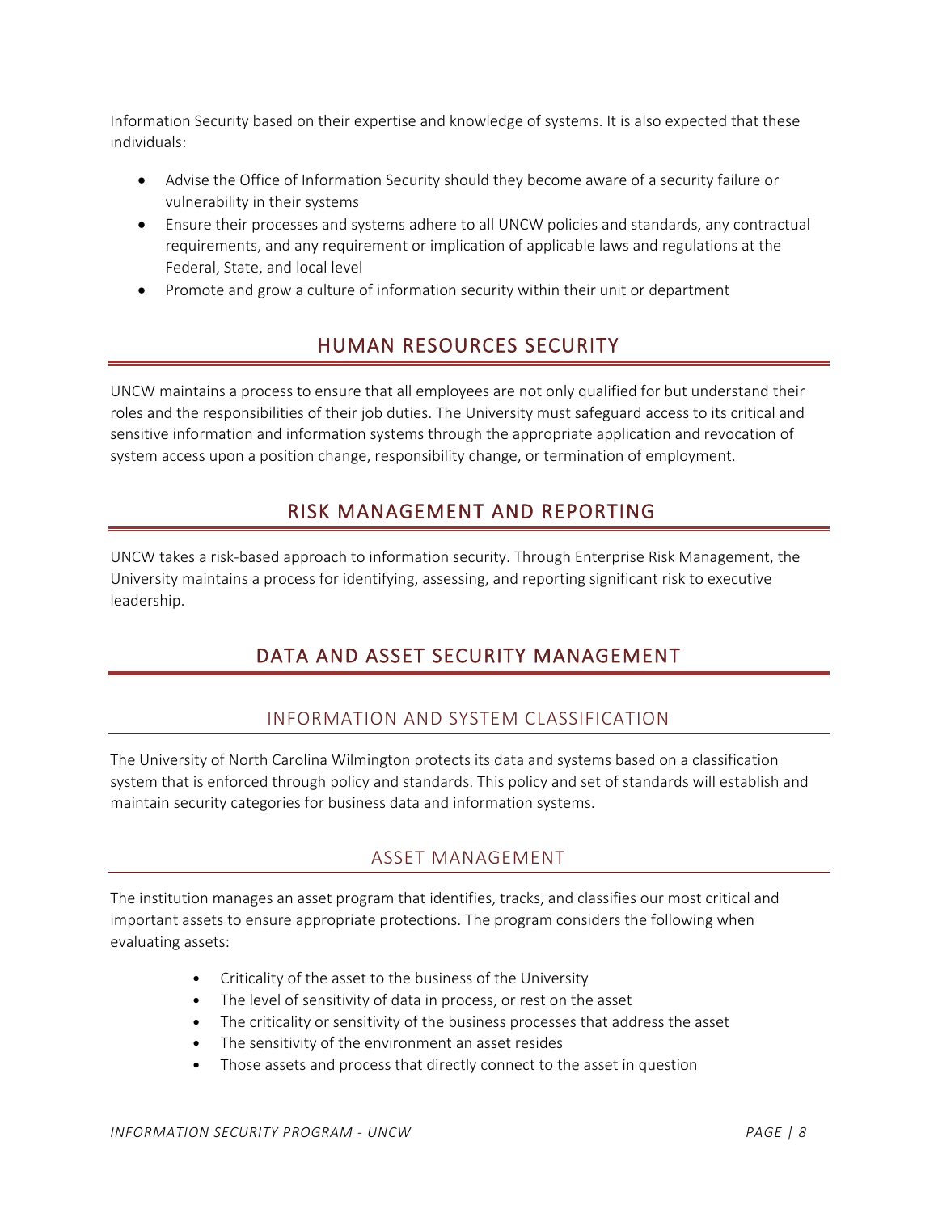Information Security based on their expertise and knowledge of systems. It is also expected that these individuals:

- Advise the Office of Information Security should they become aware of a security failure or vulnerability in their systems
- Ensure their processes and systems adhere to all UNCW policies and standards, any contractual requirements, and any requirement or implication of applicable laws and regulations at the Federal, State, and local level
- Promote and grow a culture of information security within their unit or department

## HUMAN RESOURCES SECURITY

UNCW maintains a process to ensure that all employees are not only qualified for but understand their roles and the responsibilities of their job duties. The University must safeguard access to its critical and sensitive information and information systems through the appropriate application and revocation of system access upon a position change, responsibility change, or termination of employment.

## RISK MANAGEMENT AND REPORTING

UNCW takes a risk-based approach to information security. Through Enterprise Risk Management, the University maintains a process for identifying, assessing, and reporting significant risk to executive leadership.

## DATA AND ASSET SECURITY MANAGEMENT

### INFORMATION AND SYSTEM CLASSIFICATION

The University of North Carolina Wilmington protects its data and systems based on a classification system that is enforced through policy and standards. This policy and set of standards will establish and maintain security categories for business data and information systems.

### ASSET MANAGEMENT

The institution manages an asset program that identifies, tracks, and classifies our most critical and important assets to ensure appropriate protections. The program considers the following when evaluating assets:

- Criticality of the asset to the business of the University
- The level of sensitivity of data in process, or rest on the asset
- The criticality or sensitivity of the business processes that address the asset
- The sensitivity of the environment an asset resides
- Those assets and process that directly connect to the asset in question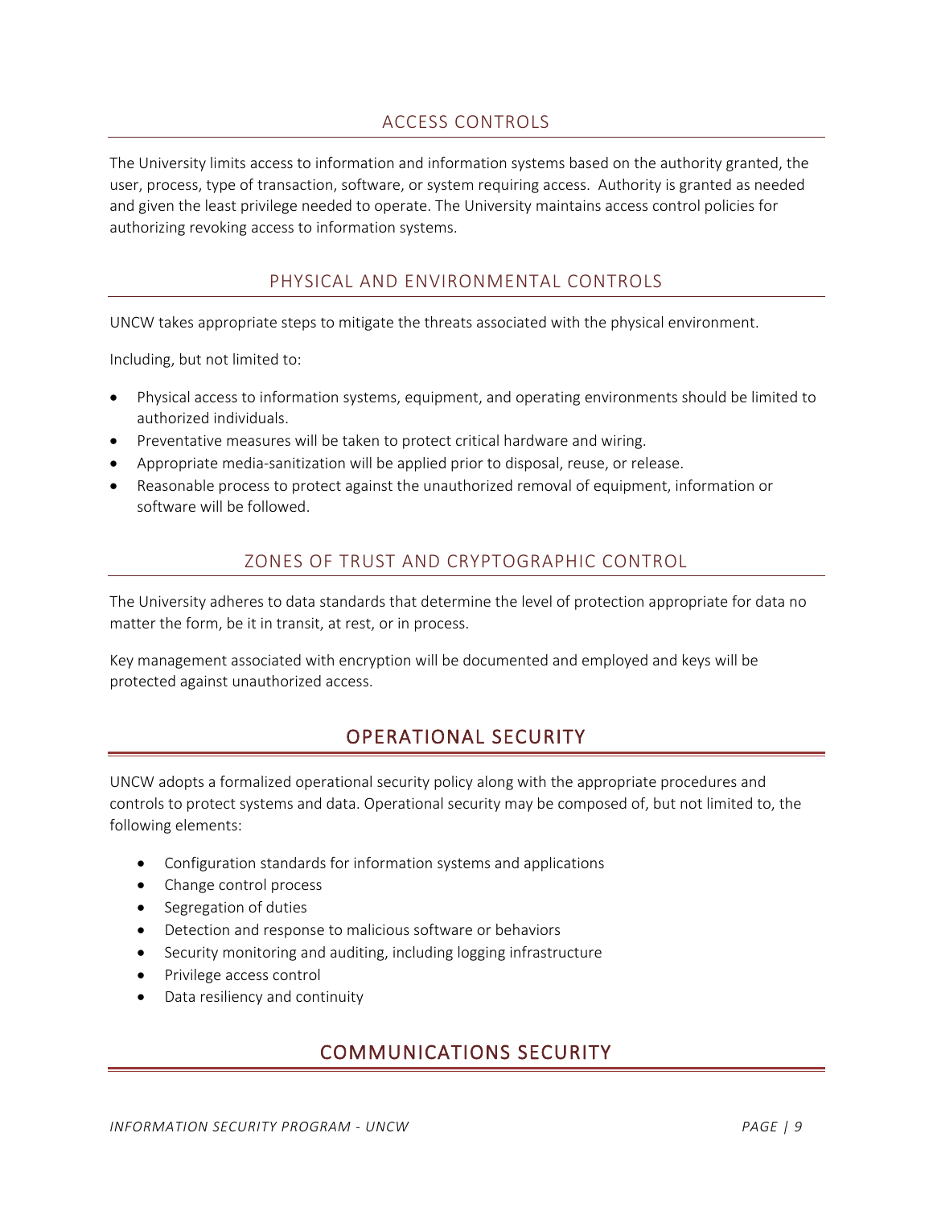### ACCESS CONTROLS

The University limits access to information and information systems based on the authority granted, the user, process, type of transaction, software, or system requiring access.  Authority is granted as needed and given the least privilege needed to operate. The University maintains access control policies for authorizing revoking access to information systems.

### PHYSICAL AND ENVIRONMENTAL CONTROLS

UNCW takes appropriate steps to mitigate the threats associated with the physical environment.

Including, but not limited to:

- Physical access to information systems, equipment, and operating environments should be limited to authorized individuals.
- Preventative measures will be taken to protect critical hardware and wiring.
- Appropriate media-sanitization will be applied prior to disposal, reuse, or release.
- Reasonable process to protect against the unauthorized removal of equipment, information or software will be followed.

### ZONES OF TRUST AND CRYPTOGRAPHIC CONTROL

The University adheres to data standards that determine the level of protection appropriate for data no matter the form, be it in transit, at rest, or in process.

Key management associated with encryption will be documented and employed and keys will be protected against unauthorized access.

## OPERATIONAL SECURITY

UNCW adopts a formalized operational security policy along with the appropriate procedures and controls to protect systems and data. Operational security may be composed of, but not limited to, the following elements:

- Configuration standards for information systems and applications
- Change control process
- Segregation of duties
- Detection and response to malicious software or behaviors
- Security monitoring and auditing, including logging infrastructure
- Privilege access control
- Data resiliency and continuity

## COMMUNICATIONS SECURITY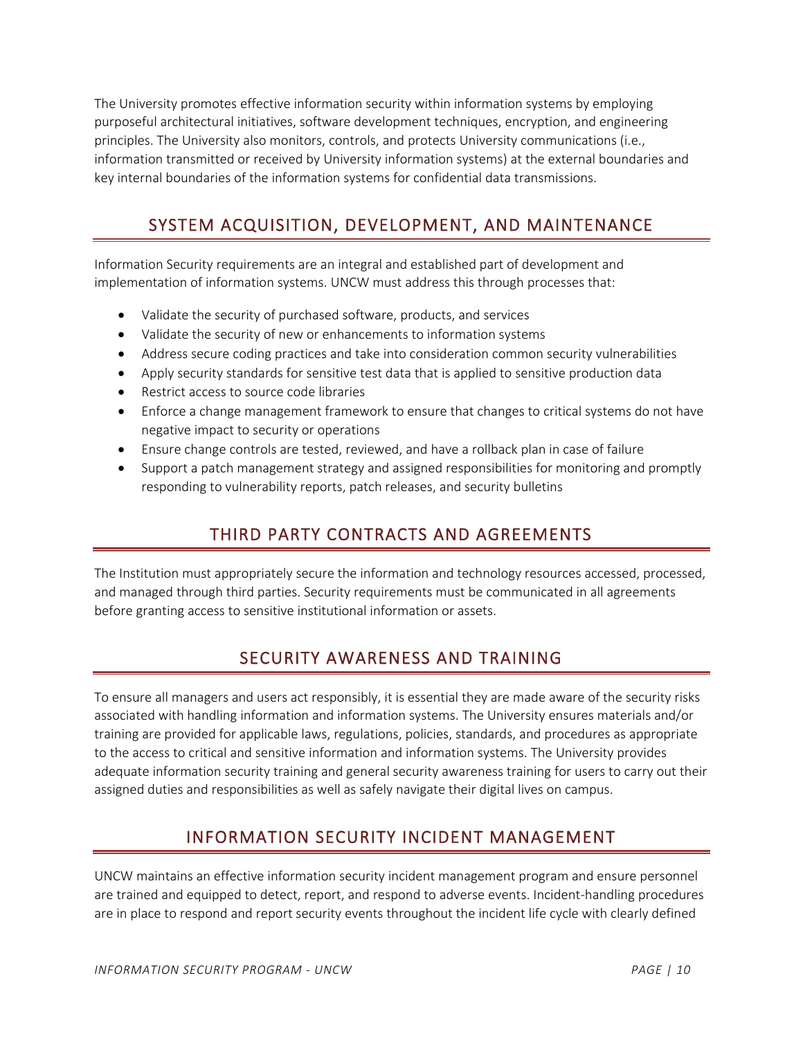The University promotes effective information security within information systems by employing purposeful architectural initiatives, software development techniques, encryption, and engineering principles. The University also monitors, controls, and protects University communications (i.e., information transmitted or received by University information systems) at the external boundaries and key internal boundaries of the information systems for confidential data transmissions.

## SYSTEM ACQUISITION, DEVELOPMENT, AND MAINTENANCE

Information Security requirements are an integral and established part of development and implementation of information systems. UNCW must address this through processes that:

- Validate the security of purchased software, products, and services
- Validate the security of new or enhancements to information systems
- Address secure coding practices and take into consideration common security vulnerabilities
- Apply security standards for sensitive test data that is applied to sensitive production data
- Restrict access to source code libraries
- Enforce a change management framework to ensure that changes to critical systems do not have negative impact to security or operations
- Ensure change controls are tested, reviewed, and have a rollback plan in case of failure
- Support a patch management strategy and assigned responsibilities for monitoring and promptly responding to vulnerability reports, patch releases, and security bulletins

## THIRD PARTY CONTRACTS AND AGREEMENTS

The Institution must appropriately secure the information and technology resources accessed, processed, and managed through third parties. Security requirements must be communicated in all agreements before granting access to sensitive institutional information or assets.

## SECURITY AWARENESS AND TRAINING

To ensure all managers and users act responsibly, it is essential they are made aware of the security risks associated with handling information and information systems. The University ensures materials and/or training are provided for applicable laws, regulations, policies, standards, and procedures as appropriate to the access to critical and sensitive information and information systems. The University provides adequate information security training and general security awareness training for users to carry out their assigned duties and responsibilities as well as safely navigate their digital lives on campus.

## INFORMATION SECURITY INCIDENT MANAGEMENT

UNCW maintains an effective information security incident management program and ensure personnel are trained and equipped to detect, report, and respond to adverse events. Incident-handling procedures are in place to respond and report security events throughout the incident life cycle with clearly defined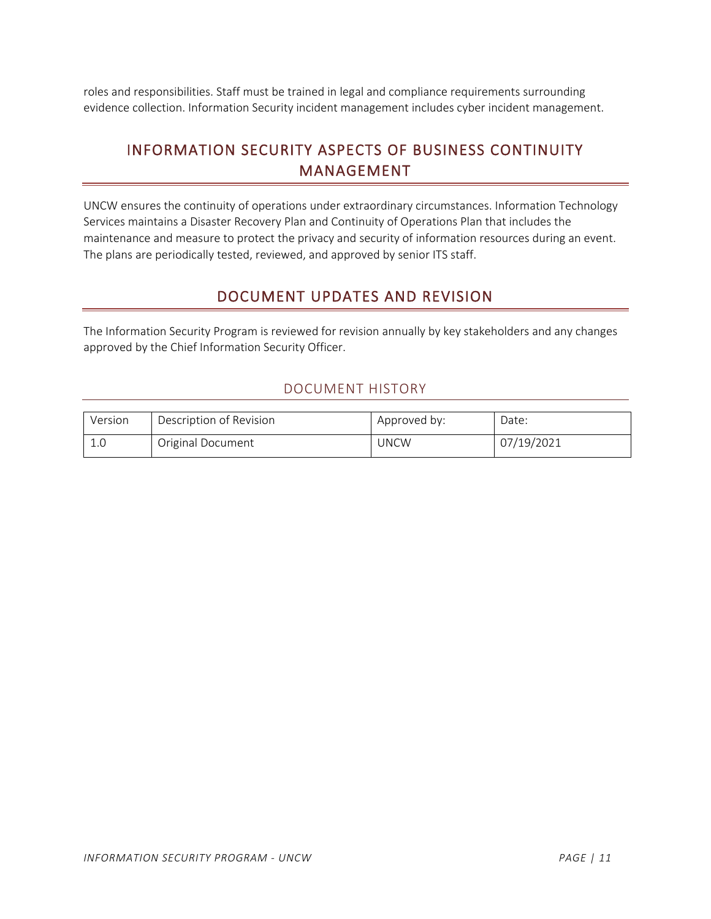roles and responsibilities. Staff must be trained in legal and compliance requirements surrounding evidence collection. Information Security incident management includes cyber incident management.

## INFORMATION SECURITY ASPECTS OF BUSINESS CONTINUITY MANAGEMENT

UNCW ensures the continuity of operations under extraordinary circumstances. Information Technology Services maintains a Disaster Recovery Plan and Continuity of Operations Plan that includes the maintenance and measure to protect the privacy and security of information resources during an event. The plans are periodically tested, reviewed, and approved by senior ITS staff.

## DOCUMENT UPDATES AND REVISION

The Information Security Program is reviewed for revision annually by key stakeholders and any changes approved by the Chief Information Security Officer.

### DOCUMENT HISTORY

| Version | Description of Revision | Approved by: | Date: |
| --- | --- | --- | --- |
| 1.0 | Original Document | UNCW | 07/19/2021 |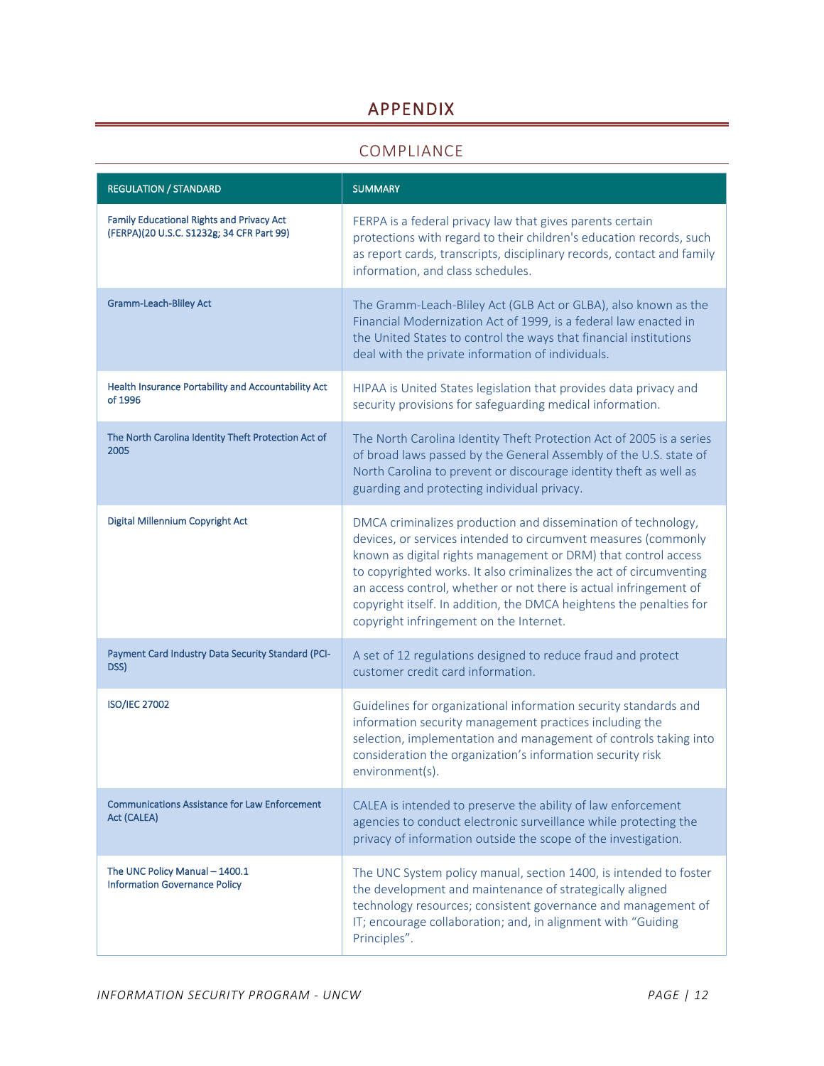# APPENDIX

## COMPLIANCE

| REGULATION / STANDARD | SUMMARY |
|---|---|
| Family Educational Rights and Privacy Act (FERPA)(20 U.S.C. S1232g; 34 CFR Part 99) | FERPA is a federal privacy law that gives parents certain protections with regard to their children's education records, such as report cards, transcripts, disciplinary records, contact and family information, and class schedules. |
| Gramm-Leach-Bliley Act | The Gramm-Leach-Bliley Act (GLB Act or GLBA), also known as the Financial Modernization Act of 1999, is a federal law enacted in the United States to control the ways that financial institutions deal with the private information of individuals. |
| Health Insurance Portability and Accountability Act of 1996 | HIPAA is United States legislation that provides data privacy and security provisions for safeguarding medical information. |
| The North Carolina Identity Theft Protection Act of 2005 | The North Carolina Identity Theft Protection Act of 2005 is a series of broad laws passed by the General Assembly of the U.S. state of North Carolina to prevent or discourage identity theft as well as guarding and protecting individual privacy. |
| Digital Millennium Copyright Act | DMCA criminalizes production and dissemination of technology, devices, or services intended to circumvent measures (commonly known as digital rights management or DRM) that control access to copyrighted works. It also criminalizes the act of circumventing an access control, whether or not there is actual infringement of copyright itself. In addition, the DMCA heightens the penalties for copyright infringement on the Internet. |
| Payment Card Industry Data Security Standard (PCI-DSS) | A set of 12 regulations designed to reduce fraud and protect customer credit card information. |
| ISO/IEC 27002 | Guidelines for organizational information security standards and information security management practices including the selection, implementation and management of controls taking into consideration the organization's information security risk environment(s). |
| Communications Assistance for Law Enforcement Act (CALEA) | CALEA is intended to preserve the ability of law enforcement agencies to conduct electronic surveillance while protecting the privacy of information outside the scope of the investigation. |
| The UNC Policy Manual – 1400.1 Information Governance Policy | The UNC System policy manual, section 1400, is intended to foster the development and maintenance of strategically aligned technology resources; consistent governance and management of IT; encourage collaboration; and, in alignment with "Guiding Principles". |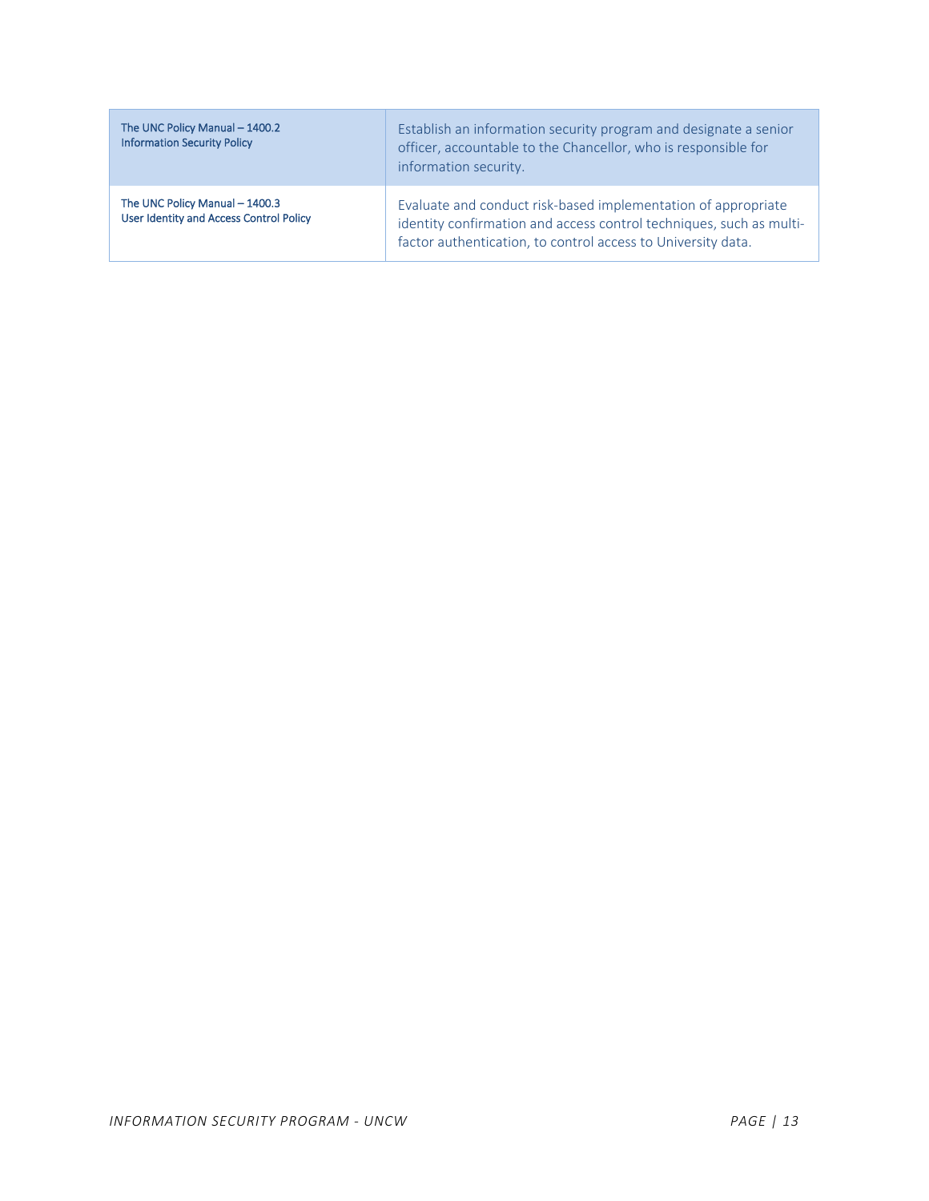| The UNC Policy Manual – 1400.2<br>Information Security Policy | Establish an information security program and designate a senior officer, accountable to the Chancellor, who is responsible for information security. |
|---|---|
| The UNC Policy Manual – 1400.3<br>User Identity and Access Control Policy | Evaluate and conduct risk-based implementation of appropriate identity confirmation and access control techniques, such as multi-factor authentication, to control access to University data. |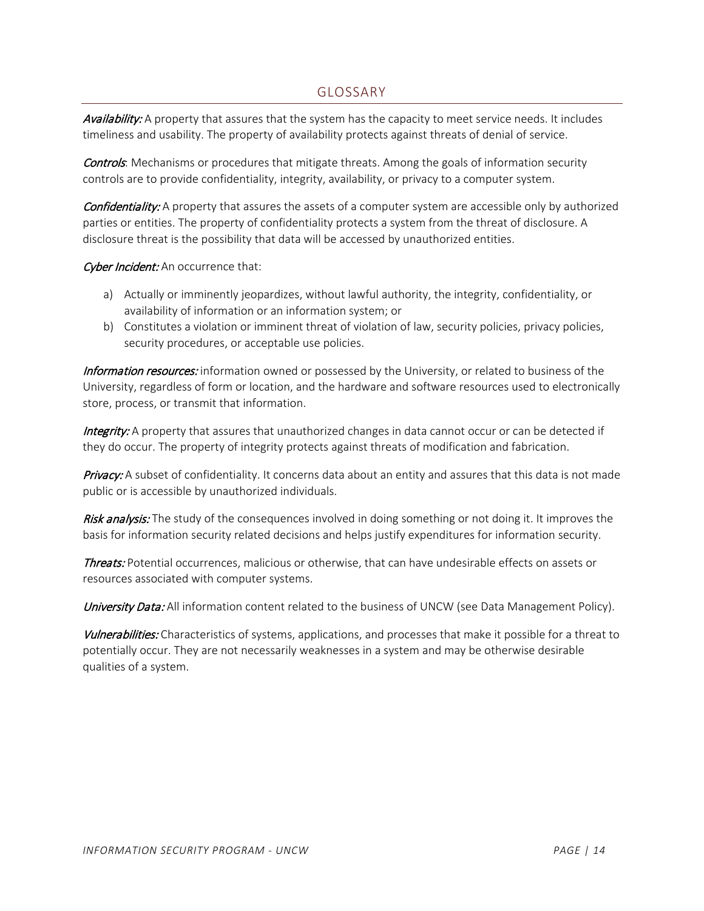## GLOSSARY

***Availability:*** A property that assures that the system has the capacity to meet service needs. It includes timeliness and usability. The property of availability protects against threats of denial of service.

***Controls***: Mechanisms or procedures that mitigate threats. Among the goals of information security controls are to provide confidentiality, integrity, availability, or privacy to a computer system.

***Confidentiality:*** A property that assures the assets of a computer system are accessible only by authorized parties or entities. The property of confidentiality protects a system from the threat of disclosure. A disclosure threat is the possibility that data will be accessed by unauthorized entities.

***Cyber Incident:*** An occurrence that:

a) Actually or imminently jeopardizes, without lawful authority, the integrity, confidentiality, or availability of information or an information system; or
b) Constitutes a violation or imminent threat of violation of law, security policies, privacy policies, security procedures, or acceptable use policies.

***Information resources:*** information owned or possessed by the University, or related to business of the University, regardless of form or location, and the hardware and software resources used to electronically store, process, or transmit that information.

***Integrity:*** A property that assures that unauthorized changes in data cannot occur or can be detected if they do occur. The property of integrity protects against threats of modification and fabrication.

***Privacy:*** A subset of confidentiality. It concerns data about an entity and assures that this data is not made public or is accessible by unauthorized individuals.

***Risk analysis:*** The study of the consequences involved in doing something or not doing it. It improves the basis for information security related decisions and helps justify expenditures for information security.

***Threats:*** Potential occurrences, malicious or otherwise, that can have undesirable effects on assets or resources associated with computer systems.

***University Data:*** All information content related to the business of UNCW (see Data Management Policy).

***Vulnerabilities:*** Characteristics of systems, applications, and processes that make it possible for a threat to potentially occur. They are not necessarily weaknesses in a system and may be otherwise desirable qualities of a system.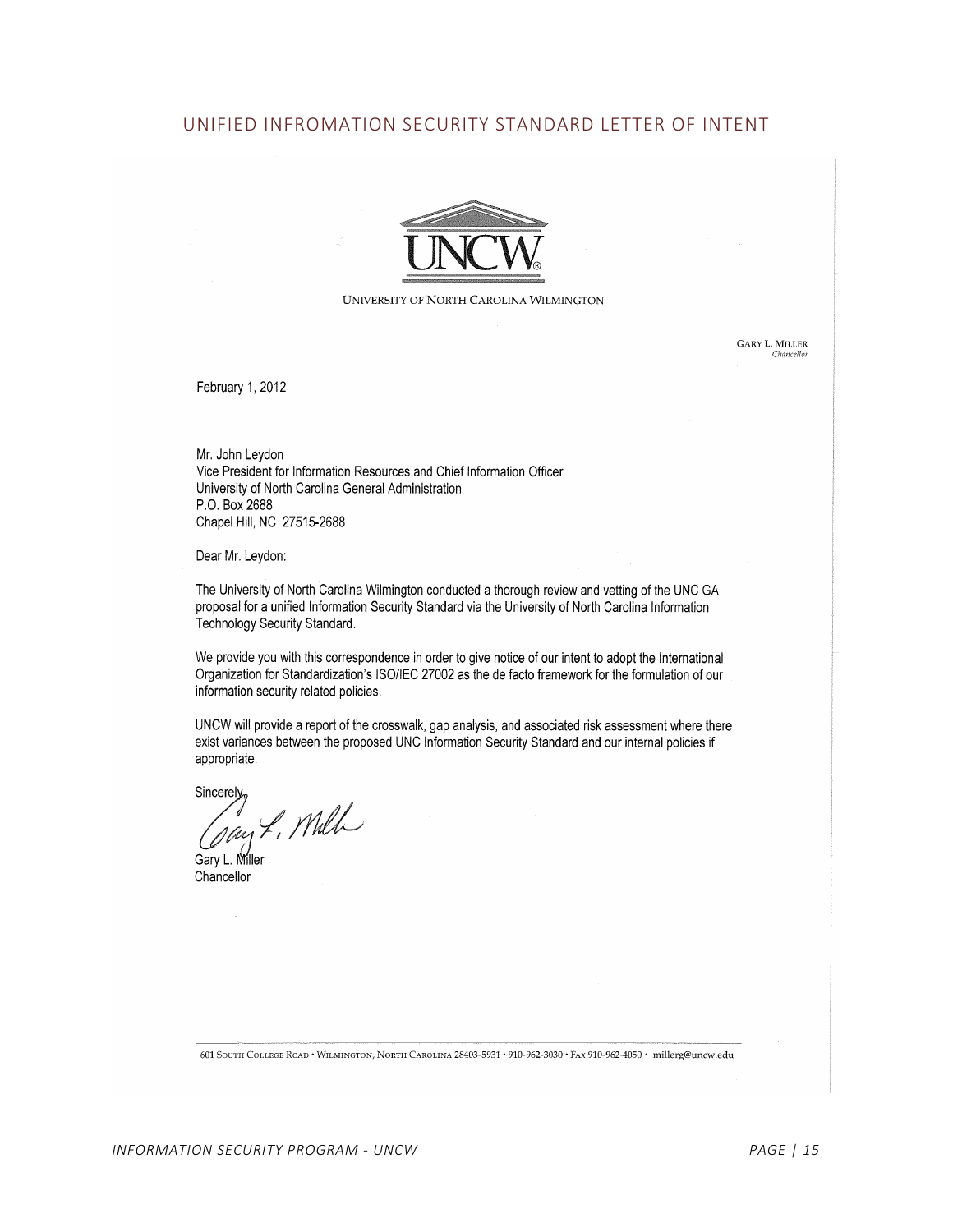## UNIFIED INFROMATION SECURITY STANDARD LETTER OF INTENT

UNCW

UNIVERSITY OF NORTH CAROLINA WILMINGTON

GARY L. MILLER
*Chancellor*

February 1, 2012

Mr. John Leydon
Vice President for Information Resources and Chief Information Officer
University of North Carolina General Administration
P.O. Box 2688
Chapel Hill, NC 27515-2688

Dear Mr. Leydon:

The University of North Carolina Wilmington conducted a thorough review and vetting of the UNC GA proposal for a unified Information Security Standard via the University of North Carolina Information Technology Security Standard.

We provide you with this correspondence in order to give notice of our intent to adopt the International Organization for Standardization's ISO/IEC 27002 as the de facto framework for the formulation of our information security related policies.

UNCW will provide a report of the crosswalk, gap analysis, and associated risk assessment where there exist variances between the proposed UNC Information Security Standard and our internal policies if appropriate.

Sincerely,

Gary L. Miller
Chancellor

601 SOUTH COLLEGE ROAD • WILMINGTON, NORTH CAROLINA 28403-5931 • 910-962-3030 • FAX 910-962-4050 • millerg@uncw.edu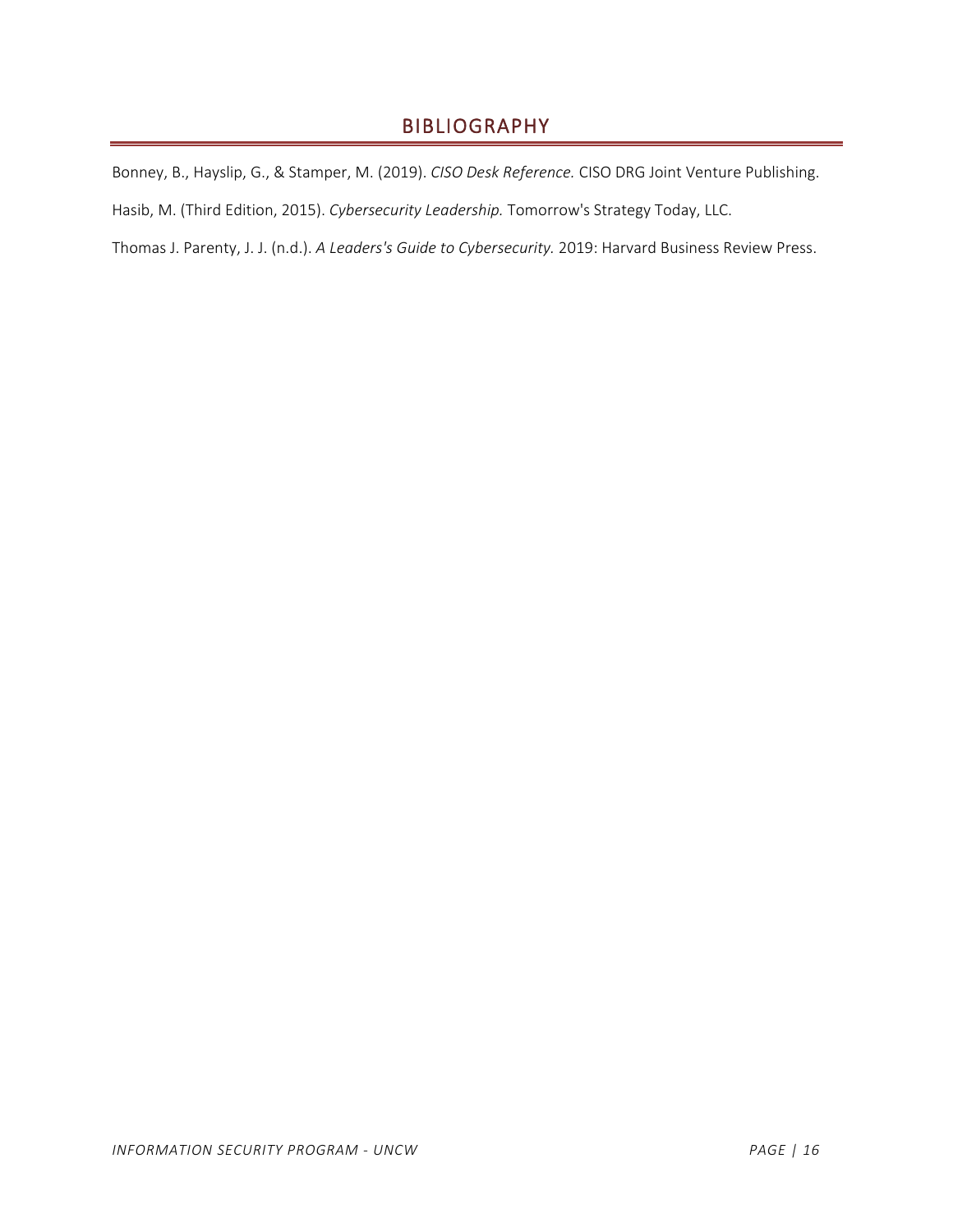## BIBLIOGRAPHY

Bonney, B., Hayslip, G., & Stamper, M. (2019). *CISO Desk Reference.* CISO DRG Joint Venture Publishing.

Hasib, M. (Third Edition, 2015). *Cybersecurity Leadership.* Tomorrow's Strategy Today, LLC.

Thomas J. Parenty, J. J. (n.d.). *A Leaders's Guide to Cybersecurity.* 2019: Harvard Business Review Press.